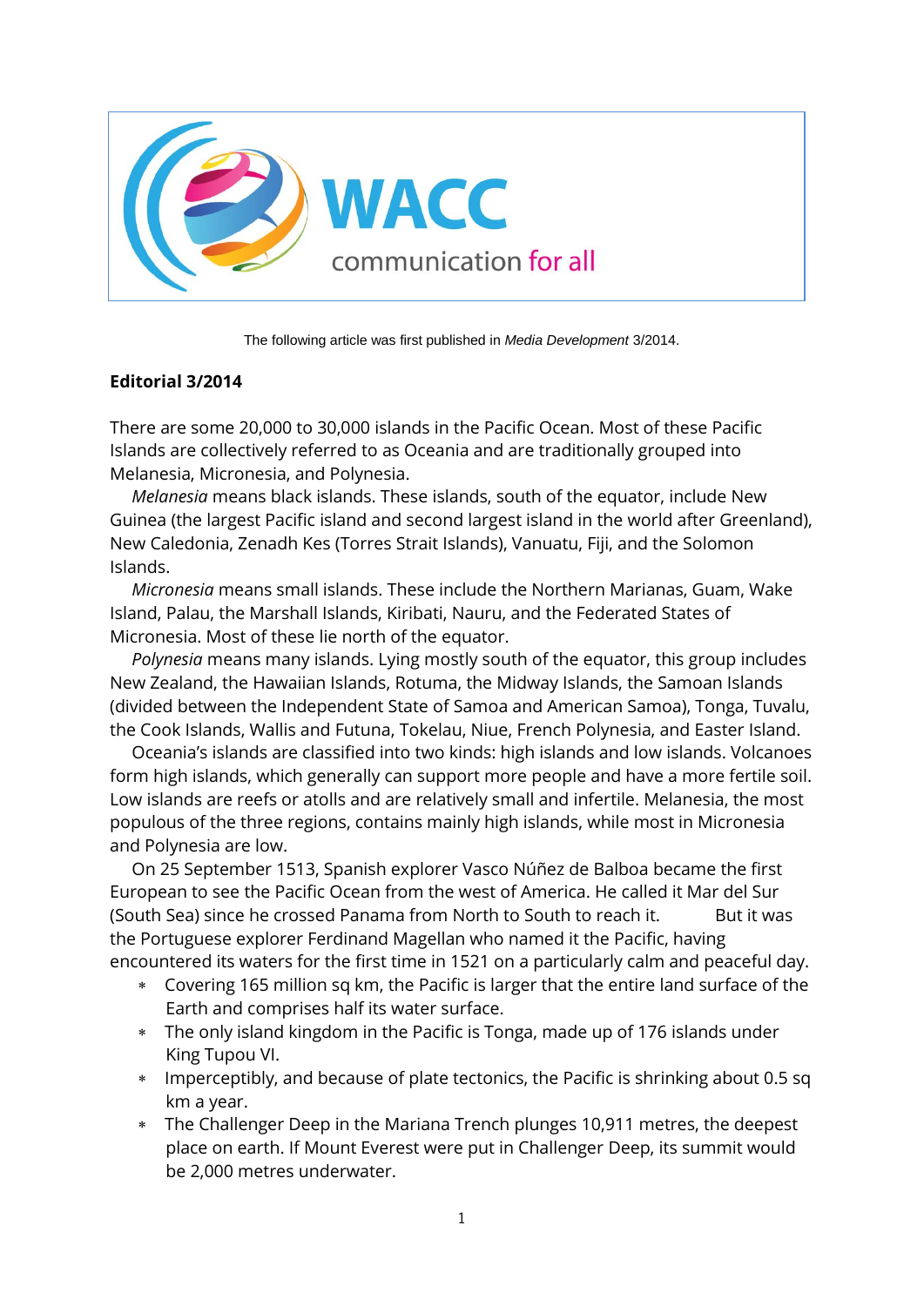WACC

communication for all

The following article was first published in *Media Development* 3/2014.

**Editorial 3/2014**

There are some 20,000 to 30,000 islands in the Pacific Ocean. Most of these Pacific Islands are collectively referred to as Oceania and are traditionally grouped into Melanesia, Micronesia, and Polynesia.

*Melanesia* means black islands. These islands, south of the equator, include New Guinea (the largest Pacific island and second largest island in the world after Greenland), New Caledonia, Zenadh Kes (Torres Strait Islands), Vanuatu, Fiji, and the Solomon Islands.

*Micronesia* means small islands. These include the Northern Marianas, Guam, Wake Island, Palau, the Marshall Islands, Kiribati, Nauru, and the Federated States of Micronesia. Most of these lie north of the equator.

*Polynesia* means many islands. Lying mostly south of the equator, this group includes New Zealand, the Hawaiian Islands, Rotuma, the Midway Islands, the Samoan Islands (divided between the Independent State of Samoa and American Samoa), Tonga, Tuvalu, the Cook Islands, Wallis and Futuna, Tokelau, Niue, French Polynesia, and Easter Island.

Oceania's islands are classified into two kinds: high islands and low islands. Volcanoes form high islands, which generally can support more people and have a more fertile soil. Low islands are reefs or atolls and are relatively small and infertile. Melanesia, the most populous of the three regions, contains mainly high islands, while most in Micronesia and Polynesia are low.

On 25 September 1513, Spanish explorer Vasco Núñez de Balboa became the first European to see the Pacific Ocean from the west of America. He called it Mar del Sur (South Sea) since he crossed Panama from North to South to reach it. But it was the Portuguese explorer Ferdinand Magellan who named it the Pacific, having encountered its waters for the first time in 1521 on a particularly calm and peaceful day.

- Covering 165 million sq km, the Pacific is larger that the entire land surface of the Earth and comprises half its water surface.
- The only island kingdom in the Pacific is Tonga, made up of 176 islands under King Tupou VI.
- Imperceptibly, and because of plate tectonics, the Pacific is shrinking about 0.5 sq km a year.
- The Challenger Deep in the Mariana Trench plunges 10,911 metres, the deepest place on earth. If Mount Everest were put in Challenger Deep, its summit would be 2,000 metres underwater.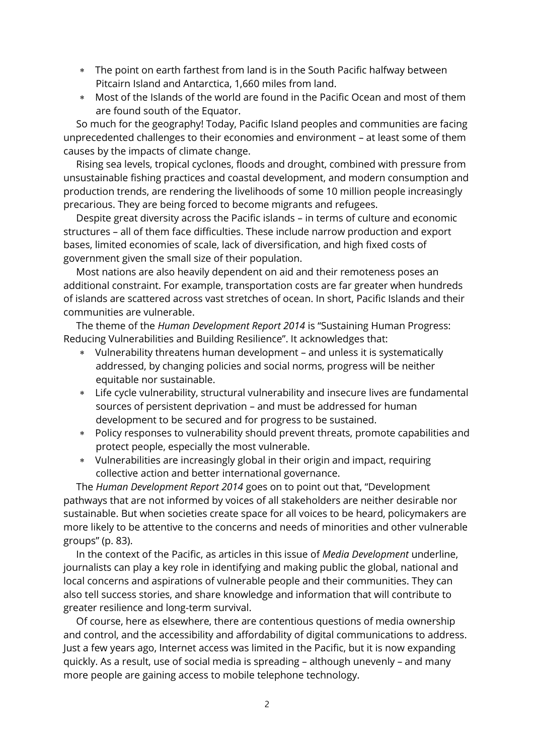- The point on earth farthest from land is in the South Pacific halfway between Pitcairn Island and Antarctica, 1,660 miles from land.
- Most of the Islands of the world are found in the Pacific Ocean and most of them are found south of the Equator.

So much for the geography! Today, Pacific Island peoples and communities are facing unprecedented challenges to their economies and environment – at least some of them causes by the impacts of climate change.

Rising sea levels, tropical cyclones, floods and drought, combined with pressure from unsustainable fishing practices and coastal development, and modern consumption and production trends, are rendering the livelihoods of some 10 million people increasingly precarious. They are being forced to become migrants and refugees.

Despite great diversity across the Pacific islands – in terms of culture and economic structures – all of them face difficulties. These include narrow production and export bases, limited economies of scale, lack of diversification, and high fixed costs of government given the small size of their population.

Most nations are also heavily dependent on aid and their remoteness poses an additional constraint. For example, transportation costs are far greater when hundreds of islands are scattered across vast stretches of ocean. In short, Pacific Islands and their communities are vulnerable.

The theme of the *Human Development Report 2014* is "Sustaining Human Progress: Reducing Vulnerabilities and Building Resilience". It acknowledges that:

- Vulnerability threatens human development – and unless it is systematically addressed, by changing policies and social norms, progress will be neither equitable nor sustainable.
- Life cycle vulnerability, structural vulnerability and insecure lives are fundamental sources of persistent deprivation – and must be addressed for human development to be secured and for progress to be sustained.
- Policy responses to vulnerability should prevent threats, promote capabilities and protect people, especially the most vulnerable.
- Vulnerabilities are increasingly global in their origin and impact, requiring collective action and better international governance.

The *Human Development Report 2014* goes on to point out that, "Development pathways that are not informed by voices of all stakeholders are neither desirable nor sustainable. But when societies create space for all voices to be heard, policymakers are more likely to be attentive to the concerns and needs of minorities and other vulnerable groups" (p. 83).

In the context of the Pacific, as articles in this issue of *Media Development* underline, journalists can play a key role in identifying and making public the global, national and local concerns and aspirations of vulnerable people and their communities. They can also tell success stories, and share knowledge and information that will contribute to greater resilience and long-term survival.

Of course, here as elsewhere, there are contentious questions of media ownership and control, and the accessibility and affordability of digital communications to address. Just a few years ago, Internet access was limited in the Pacific, but it is now expanding quickly. As a result, use of social media is spreading – although unevenly – and many more people are gaining access to mobile telephone technology.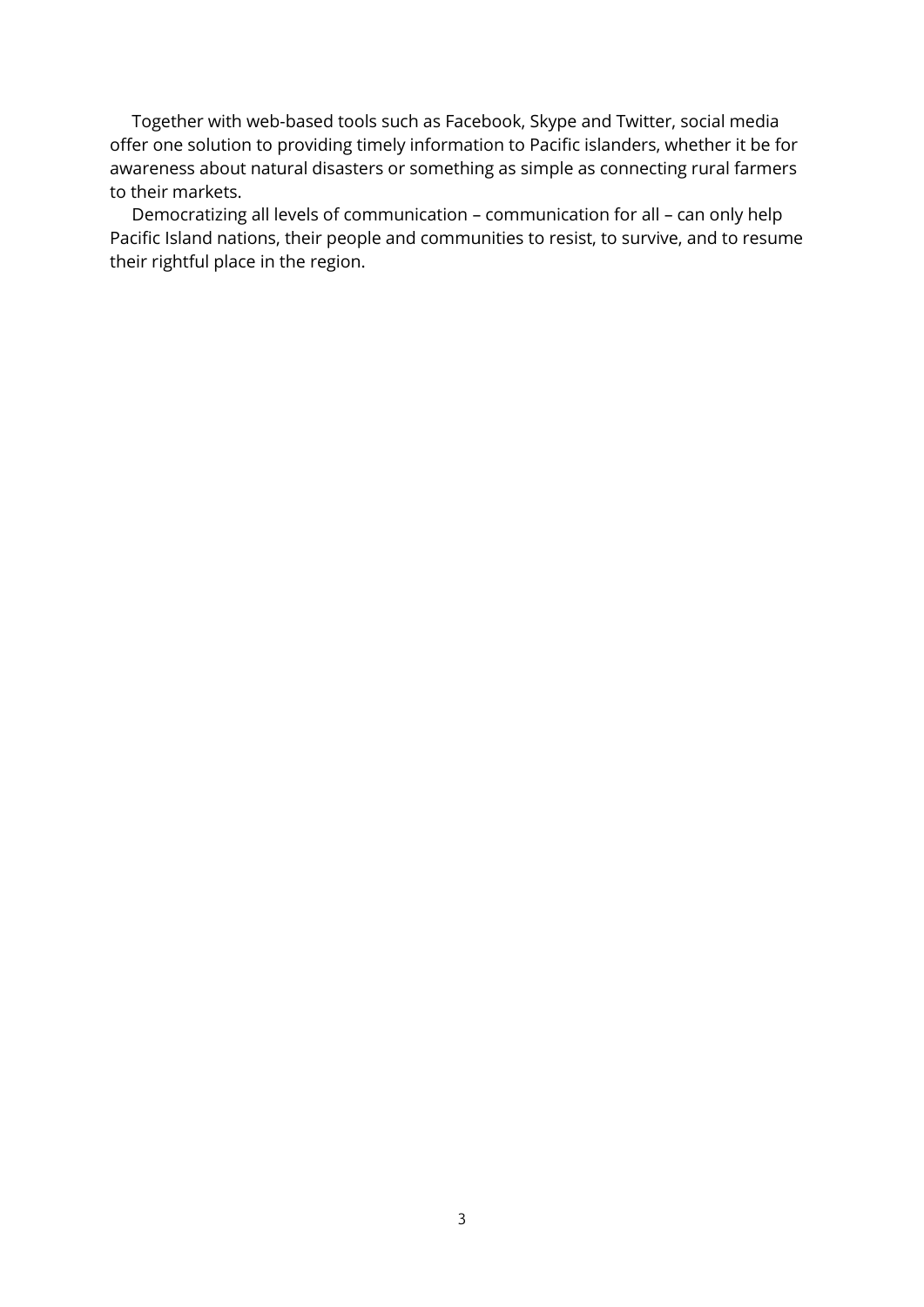Together with web-based tools such as Facebook, Skype and Twitter, social media offer one solution to providing timely information to Pacific islanders, whether it be for awareness about natural disasters or something as simple as connecting rural farmers to their markets.

Democratizing all levels of communication – communication for all – can only help Pacific Island nations, their people and communities to resist, to survive, and to resume their rightful place in the region.